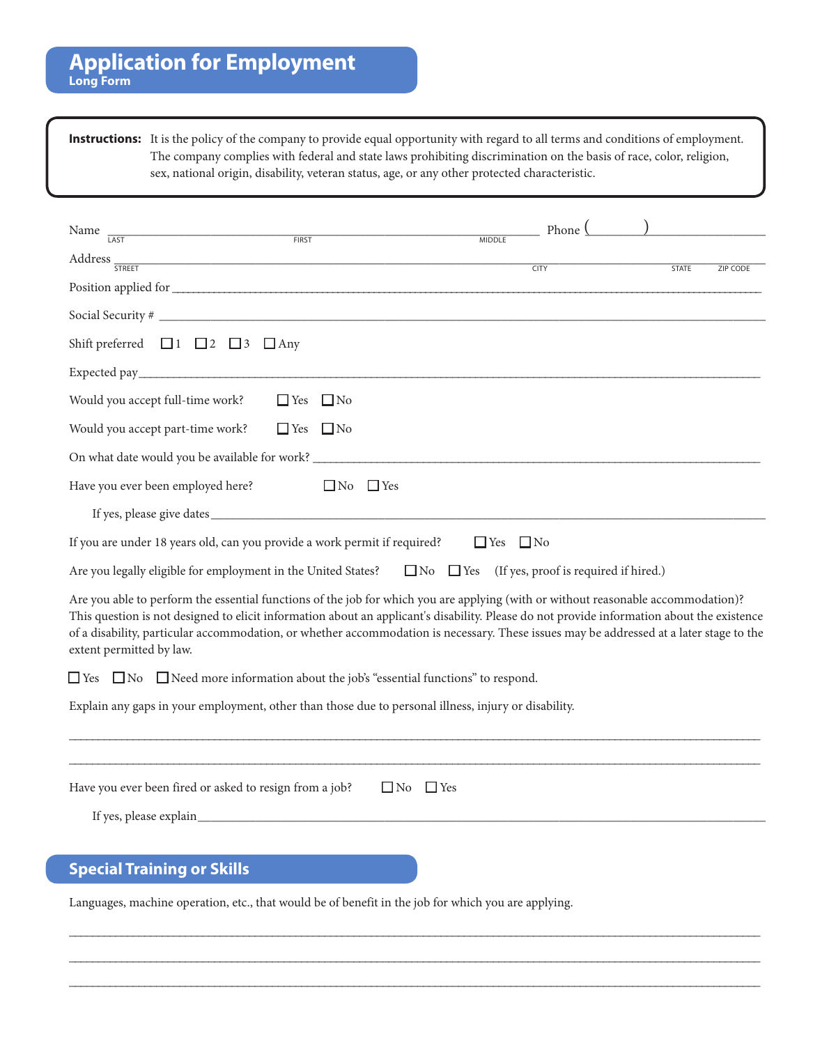# Application for Employment
**Long Form**

**Instructions:** It is the policy of the company to provide equal opportunity with regard to all terms and conditions of employment. The company complies with federal and state laws prohibiting discrimination on the basis of race, color, religion, sex, national origin, disability, veteran status, age, or any other protected characteristic.

Name ______________________________________________ Phone ( ______ ) ______________
LAST FIRST MIDDLE

Address ______________________________________________________________________
STREET CITY STATE ZIP CODE

Position applied for ______________________________________________________________

Social Security # ________________________________________________________________

Shift preferred ☐ 1 ☐ 2 ☐ 3 ☐ Any

Expected pay ___________________________________________________________________

Would you accept full-time work? ☐ Yes ☐ No

Would you accept part-time work? ☐ Yes ☐ No

On what date would you be available for work? ___________________________________

Have you ever been employed here? ☐ No ☐ Yes

If yes, please give dates ______________________________________________________

If you are under 18 years old, can you provide a work permit if required? ☐ Yes ☐ No

Are you legally eligible for employment in the United States? ☐ No ☐ Yes (If yes, proof is required if hired.)

Are you able to perform the essential functions of the job for which you are applying (with or without reasonable accommodation)? This question is not designed to elicit information about an applicant's disability. Please do not provide information about the existence of a disability, particular accommodation, or whether accommodation is necessary. These issues may be addressed at a later stage to the extent permitted by law.

☐ Yes ☐ No ☐ Need more information about the job's "essential functions" to respond.

Explain any gaps in your employment, other than those due to personal illness, injury or disability.

________________________________________________________________________________

________________________________________________________________________________

Have you ever been fired or asked to resign from a job? ☐ No ☐ Yes

If yes, please explain ________________________________________________________

## Special Training or Skills

Languages, machine operation, etc., that would be of benefit in the job for which you are applying.

________________________________________________________________________________

________________________________________________________________________________

________________________________________________________________________________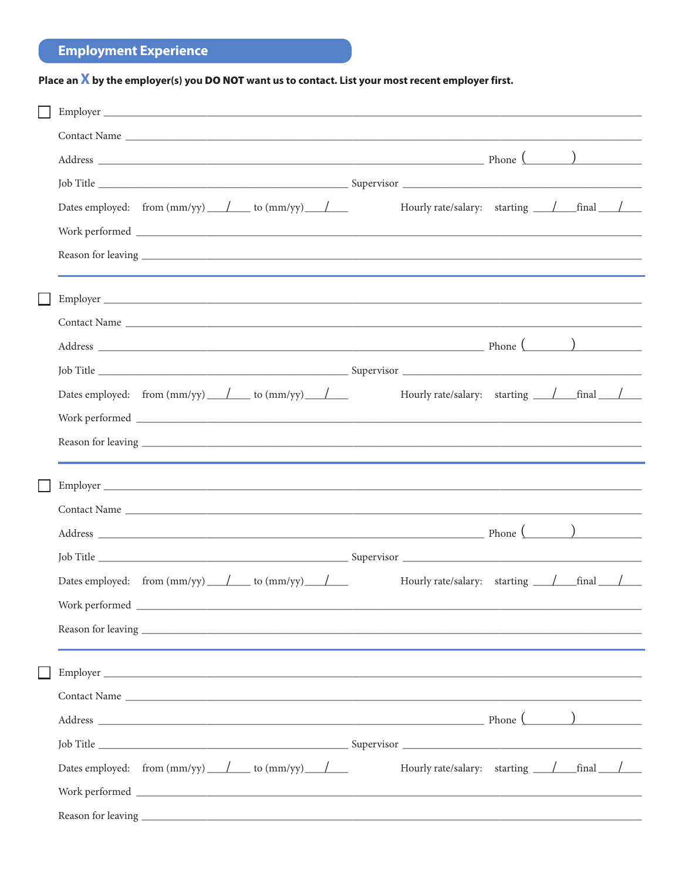## Employment Experience

**Place an X by the employer(s) you DO NOT want us to contact. List your most recent employer first.**

☐ Employer ______________________________________________

Contact Name ______________________________________________

Address ______________________________________________ Phone (______) ______________

Job Title ______________________ Supervisor ______________________

Dates employed: from (mm/yy) ____/____ to (mm/yy) ____/____ Hourly rate/salary: starting ____/____ final ____/____

Work performed ______________________________________________

Reason for leaving ______________________________________________

---

☐ Employer ______________________________________________

Contact Name ______________________________________________

Address ______________________________________________ Phone (______) ______________

Job Title ______________________ Supervisor ______________________

Dates employed: from (mm/yy) ____/____ to (mm/yy) ____/____ Hourly rate/salary: starting ____/____ final ____/____

Work performed ______________________________________________

Reason for leaving ______________________________________________

---

☐ Employer ______________________________________________

Contact Name ______________________________________________

Address ______________________________________________ Phone (______) ______________

Job Title ______________________ Supervisor ______________________

Dates employed: from (mm/yy) ____/____ to (mm/yy) ____/____ Hourly rate/salary: starting ____/____ final ____/____

Work performed ______________________________________________

Reason for leaving ______________________________________________

---

☐ Employer ______________________________________________

Contact Name ______________________________________________

Address ______________________________________________ Phone (______) ______________

Job Title ______________________ Supervisor ______________________

Dates employed: from (mm/yy) ____/____ to (mm/yy) ____/____ Hourly rate/salary: starting ____/____ final ____/____

Work performed ______________________________________________

Reason for leaving ______________________________________________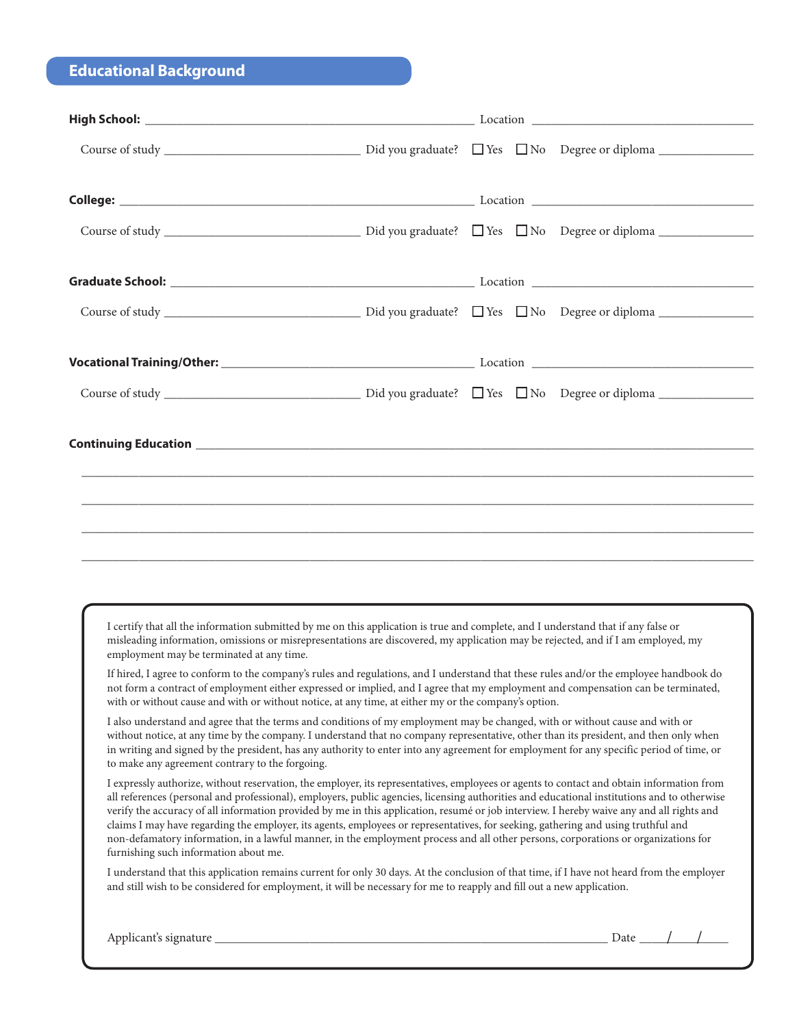## Educational Background

**High School:** ______________________________ Location ______________________

Course of study ____________________ Did you graduate? ☐ Yes ☐ No Degree or diploma __________

**College:** ______________________________ Location ______________________

Course of study ____________________ Did you graduate? ☐ Yes ☐ No Degree or diploma __________

**Graduate School:** ______________________________ Location ______________________

Course of study ____________________ Did you graduate? ☐ Yes ☐ No Degree or diploma __________

**Vocational Training/Other:** ______________________________ Location ______________________

Course of study ____________________ Did you graduate? ☐ Yes ☐ No Degree or diploma __________

**Continuing Education** ____________________________________________________________

______________________________________________________________________________

______________________________________________________________________________

______________________________________________________________________________

______________________________________________________________________________

I certify that all the information submitted by me on this application is true and complete, and I understand that if any false or misleading information, omissions or misrepresentations are discovered, my application may be rejected, and if I am employed, my employment may be terminated at any time.

If hired, I agree to conform to the company's rules and regulations, and I understand that these rules and/or the employee handbook do not form a contract of employment either expressed or implied, and I agree that my employment and compensation can be terminated, with or without cause and with or without notice, at any time, at either my or the company's option.

I also understand and agree that the terms and conditions of my employment may be changed, with or without cause and with or without notice, at any time by the company. I understand that no company representative, other than its president, and then only when in writing and signed by the president, has any authority to enter into any agreement for employment for any specific period of time, or to make any agreement contrary to the forgoing.

I expressly authorize, without reservation, the employer, its representatives, employees or agents to contact and obtain information from all references (personal and professional), employers, public agencies, licensing authorities and educational institutions and to otherwise verify the accuracy of all information provided by me in this application, resumé or job interview. I hereby waive any and all rights and claims I may have regarding the employer, its agents, employees or representatives, for seeking, gathering and using truthful and non-defamatory information, in a lawful manner, in the employment process and all other persons, corporations or organizations for furnishing such information about me.

I understand that this application remains current for only 30 days. At the conclusion of that time, if I have not heard from the employer and still wish to be considered for employment, it will be necessary for me to reapply and fill out a new application.

Applicant's signature ________________________________________ Date ____/____/____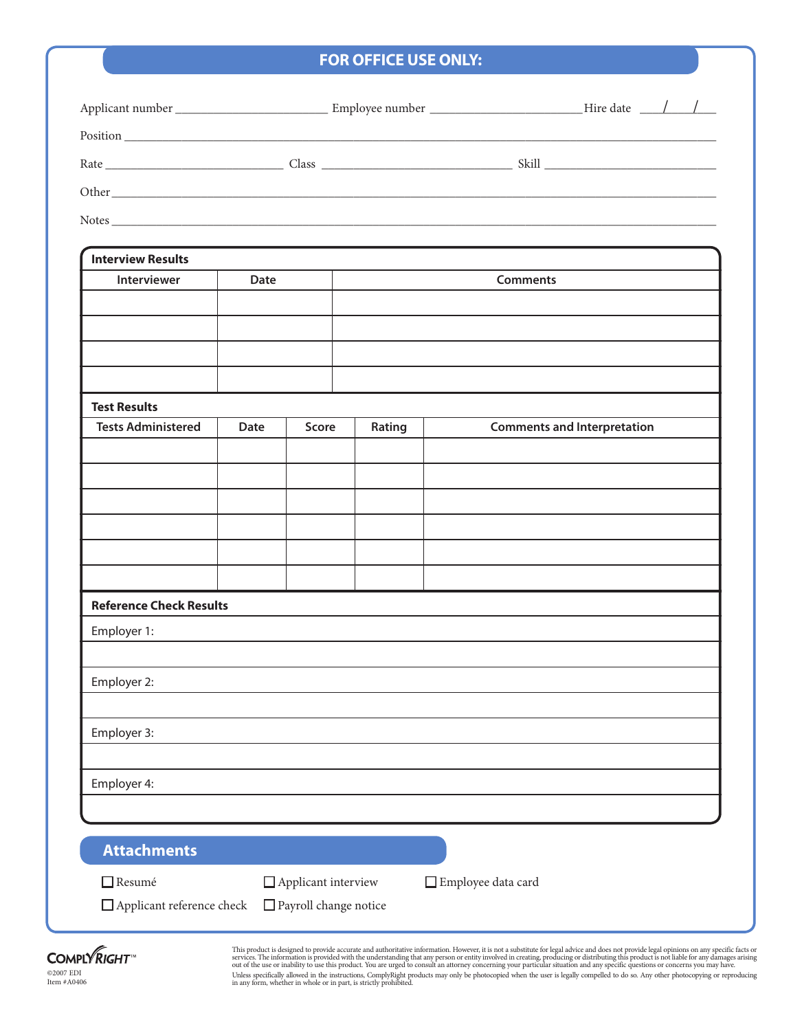## FOR OFFICE USE ONLY:

Applicant number ______________________ Employee number ______________________ Hire date ___/___/___

Position ________________________________________________________________________________

Rate ___________________________ Class ____________________________ Skill ___________________________

Other __________________________________________________________________________________

Notes __________________________________________________________________________________

**Interview Results**

| Interviewer | Date | Comments |
|---|---|---|
| | | |
| | | |
| | | |
| | | |

**Test Results**

| Tests Administered | Date | Score | Rating | Comments and Interpretation |
|---|---|---|---|---|
| | | | | |
| | | | | |
| | | | | |
| | | | | |
| | | | | |
| | | | | |

**Reference Check Results**

Employer 1:

Employer 2:

Employer 3:

Employer 4:

## Attachments

☐ Resumé ☐ Applicant interview ☐ Employee data card

☐ Applicant reference check ☐ Payroll change notice

ComplyRight™
©2007 EDI
Item #A0406

This product is designed to provide accurate and authoritative information. However, it is not a substitute for legal advice and does not provide legal opinions on any specific facts or services. The information is provided with the understanding that any person or entity involved in creating, producing or distributing this product is not liable for any damages arising out of the use or inability to use this product. You are urged to consult an attorney concerning your particular situation and any specific questions or concerns you may have.
Unless specifically allowed in the instructions, ComplyRight products may only be photocopied when the user is legally compelled to do so. Any other photocopying or reproducing in any form, whether in whole or in part, is strictly prohibited.